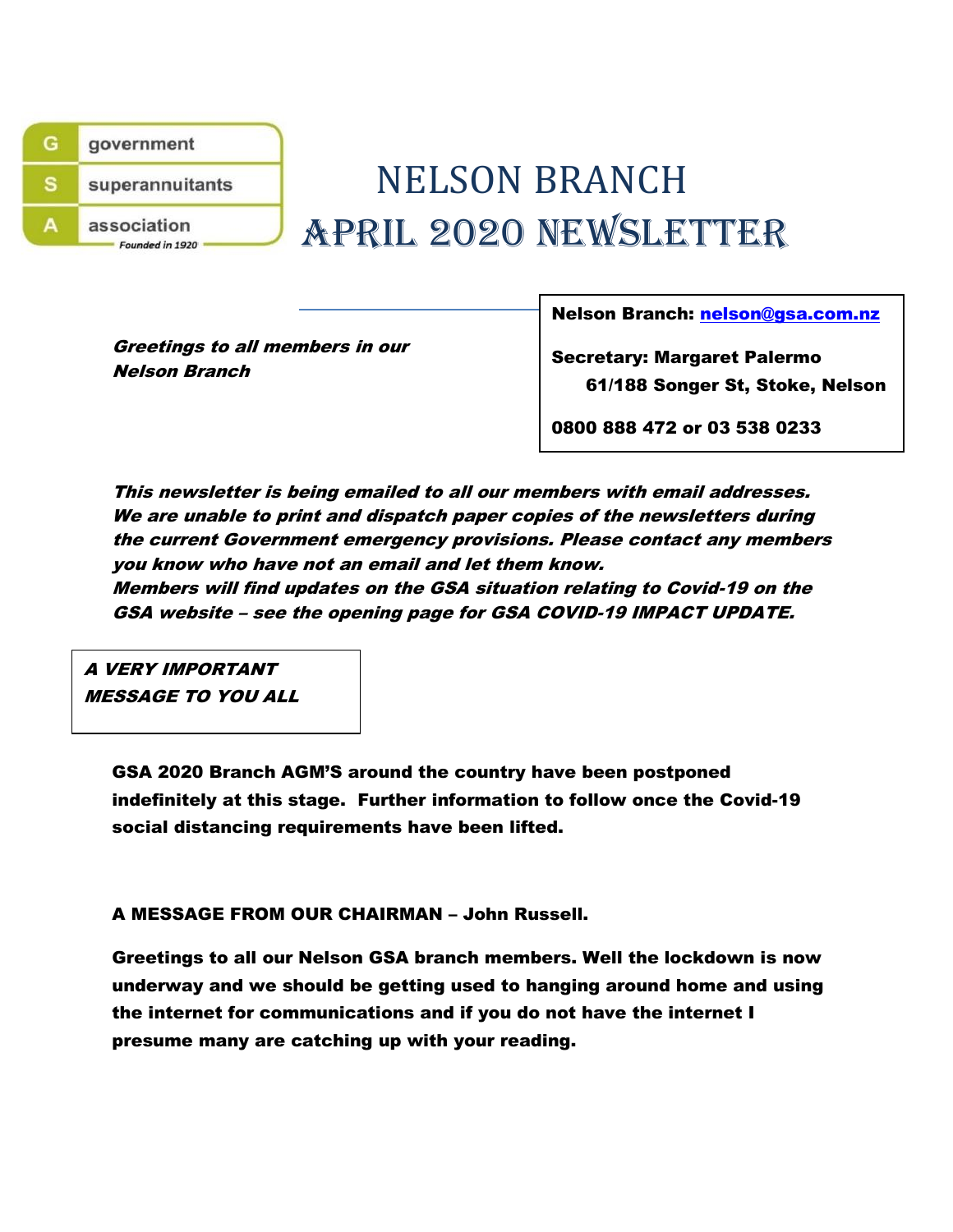government
superannuitants
association
Founded in 1920

# NELSON BRANCH
# APRIL 2020 NEWSLETTER

**Nelson Branch: nelson@gsa.com.nz**

**Secretary: Margaret Palermo**
**61/188 Songer St, Stoke, Nelson**

**0800 888 472 or 03 538 0233**

***Greetings to all members in our Nelson Branch***

***This newsletter is being emailed to all our members with email addresses. We are unable to print and dispatch paper copies of the newsletters during the current Government emergency provisions. Please contact any members you know who have not an email and let them know.***
***Members will find updates on the GSA situation relating to Covid-19 on the GSA website – see the opening page for GSA COVID-19 IMPACT UPDATE.***

***A VERY IMPORTANT MESSAGE TO YOU ALL***

**GSA 2020 Branch AGM'S around the country have been postponed indefinitely at this stage. Further information to follow once the Covid-19 social distancing requirements have been lifted.**

**A MESSAGE FROM OUR CHAIRMAN – John Russell.**

**Greetings to all our Nelson GSA branch members. Well the lockdown is now underway and we should be getting used to hanging around home and using the internet for communications and if you do not have the internet I presume many are catching up with your reading.**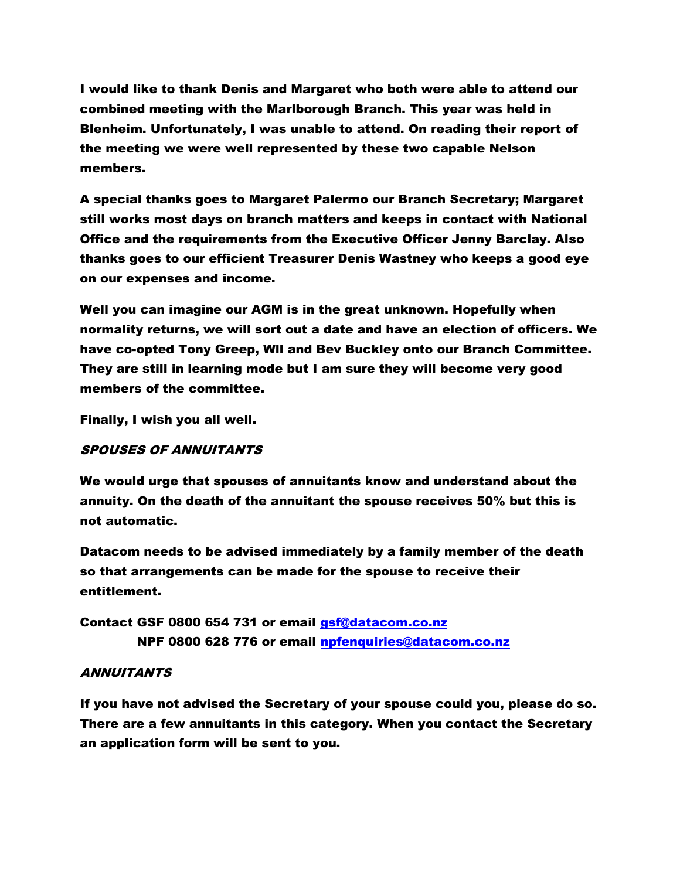**I would like to thank Denis and Margaret who both were able to attend our combined meeting with the Marlborough Branch. This year was held in Blenheim. Unfortunately, I was unable to attend. On reading their report of the meeting we were well represented by these two capable Nelson members.**

**A special thanks goes to Margaret Palermo our Branch Secretary; Margaret still works most days on branch matters and keeps in contact with National Office and the requirements from the Executive Officer Jenny Barclay. Also thanks goes to our efficient Treasurer Denis Wastney who keeps a good eye on our expenses and income.**

**Well you can imagine our AGM is in the great unknown. Hopefully when normality returns, we will sort out a date and have an election of officers. We have co-opted Tony Greep, WIl and Bev Buckley onto our Branch Committee. They are still in learning mode but I am sure they will become very good members of the committee.**

**Finally, I wish you all well.**

***SPOUSES OF ANNUITANTS***

**We would urge that spouses of annuitants know and understand about the annuity. On the death of the annuitant the spouse receives 50% but this is not automatic.**

**Datacom needs to be advised immediately by a family member of the death so that arrangements can be made for the spouse to receive their entitlement.**

**Contact GSF 0800 654 731 or email gsf@datacom.co.nz**
**NPF 0800 628 776 or email npfenquiries@datacom.co.nz**

***ANNUITANTS***

**If you have not advised the Secretary of your spouse could you, please do so. There are a few annuitants in this category. When you contact the Secretary an application form will be sent to you.**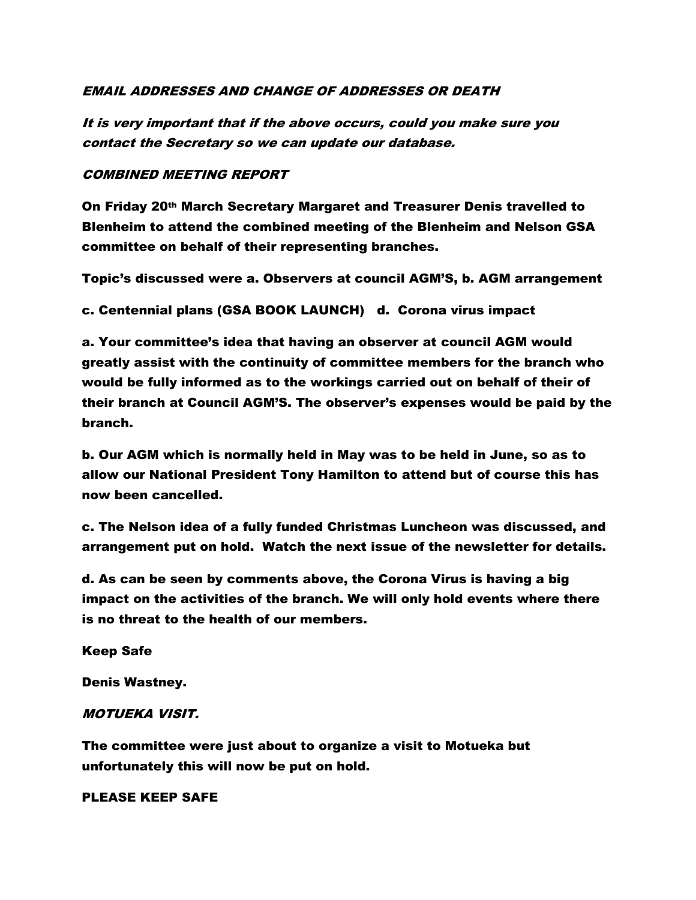### *EMAIL ADDRESSES AND CHANGE OF ADDRESSES OR DEATH*

*It is very important that if the above occurs, could you make sure you contact the Secretary so we can update our database.*

### *COMBINED MEETING REPORT*

**On Friday 20th March Secretary Margaret and Treasurer Denis travelled to Blenheim to attend the combined meeting of the Blenheim and Nelson GSA committee on behalf of their representing branches.**

**Topic's discussed were a. Observers at council AGM'S, b. AGM arrangement**

**c. Centennial plans (GSA BOOK LAUNCH) d. Corona virus impact**

**a. Your committee's idea that having an observer at council AGM would greatly assist with the continuity of committee members for the branch who would be fully informed as to the workings carried out on behalf of their of their branch at Council AGM'S. The observer's expenses would be paid by the branch.**

**b. Our AGM which is normally held in May was to be held in June, so as to allow our National President Tony Hamilton to attend but of course this has now been cancelled.**

**c. The Nelson idea of a fully funded Christmas Luncheon was discussed, and arrangement put on hold. Watch the next issue of the newsletter for details.**

**d. As can be seen by comments above, the Corona Virus is having a big impact on the activities of the branch. We will only hold events where there is no threat to the health of our members.**

**Keep Safe**

**Denis Wastney.**

### *MOTUEKA VISIT.*

**The committee were just about to organize a visit to Motueka but unfortunately this will now be put on hold.**

**PLEASE KEEP SAFE**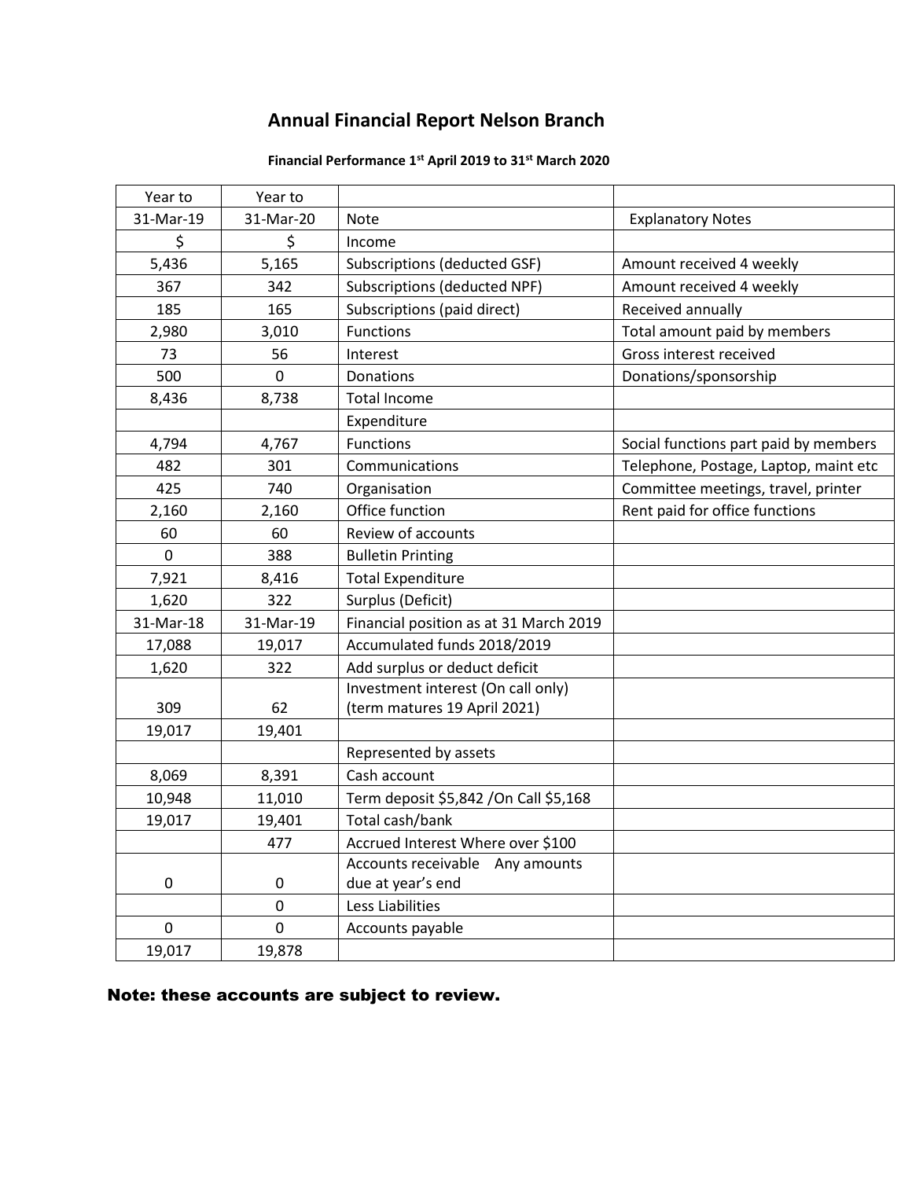## Annual Financial Report Nelson Branch

**Financial Performance 1st April 2019 to 31st March 2020**

| Year to | Year to | | |
|---|---|---|---|
| 31-Mar-19 | 31-Mar-20 | Note | Explanatory Notes |
| $ | $ | Income | |
| 5,436 | 5,165 | Subscriptions (deducted GSF) | Amount received 4 weekly |
| 367 | 342 | Subscriptions (deducted NPF) | Amount received 4 weekly |
| 185 | 165 | Subscriptions (paid direct) | Received annually |
| 2,980 | 3,010 | Functions | Total amount paid by members |
| 73 | 56 | Interest | Gross interest received |
| 500 | 0 | Donations | Donations/sponsorship |
| 8,436 | 8,738 | Total Income | |
| | | Expenditure | |
| 4,794 | 4,767 | Functions | Social functions part paid by members |
| 482 | 301 | Communications | Telephone, Postage, Laptop, maint etc |
| 425 | 740 | Organisation | Committee meetings, travel, printer |
| 2,160 | 2,160 | Office function | Rent paid for office functions |
| 60 | 60 | Review of accounts | |
| 0 | 388 | Bulletin Printing | |
| 7,921 | 8,416 | Total Expenditure | |
| 1,620 | 322 | Surplus (Deficit) | |
| 31-Mar-18 | 31-Mar-19 | Financial position as at 31 March 2019 | |
| 17,088 | 19,017 | Accumulated funds 2018/2019 | |
| 1,620 | 322 | Add surplus or deduct deficit | |
| 309 | 62 | Investment interest (On call only) (term matures 19 April 2021) | |
| 19,017 | 19,401 | | |
| | | Represented by assets | |
| 8,069 | 8,391 | Cash account | |
| 10,948 | 11,010 | Term deposit $5,842 /On Call $5,168 | |
| 19,017 | 19,401 | Total cash/bank | |
| | 477 | Accrued Interest Where over $100 | |
| 0 | 0 | Accounts receivable Any amounts due at year's end | |
| | 0 | Less Liabilities | |
| 0 | 0 | Accounts payable | |
| 19,017 | 19,878 | | |

**Note: these accounts are subject to review.**